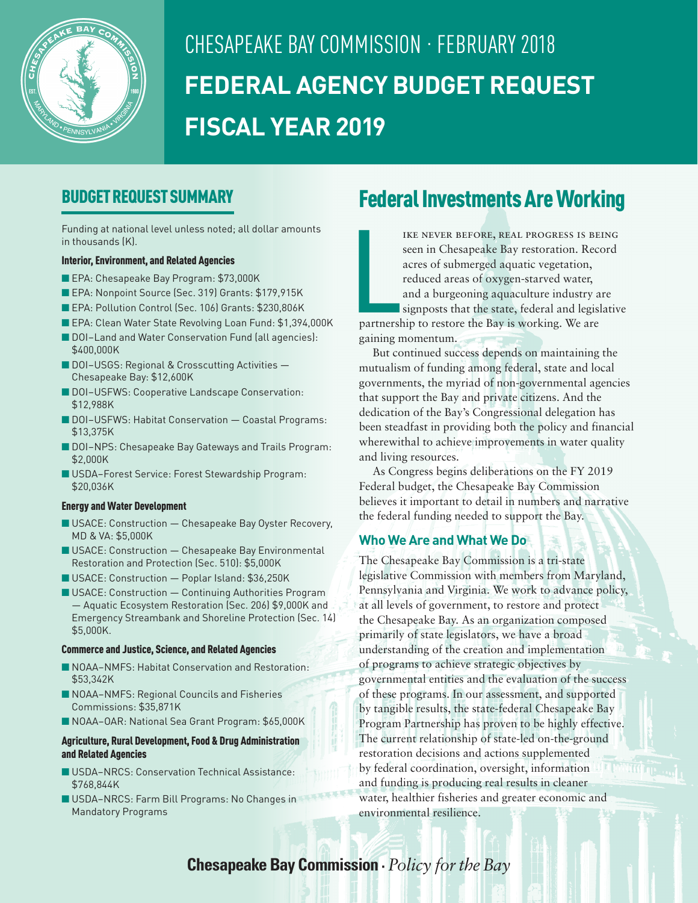# CHESAPEAKE BAY COMMISSION · FEBRUARY 2018

# FEDERAL AGENCY BUDGET REQUEST FISCAL YEAR 2019

## BUDGET REQUEST SUMMARY

Funding at national level unless noted; all dollar amounts in thousands (K).

### Interior, Environment, and Related Agencies

- EPA: Chesapeake Bay Program: $73,000K
- EPA: Nonpoint Source (Sec. 319) Grants: $179,915K
- EPA: Pollution Control (Sec. 106) Grants: $230,806K
- EPA: Clean Water State Revolving Loan Fund: $1,394,000K
- DOI–Land and Water Conservation Fund (all agencies): $400,000K
- DOI–USGS: Regional & Crosscutting Activities — Chesapeake Bay: $12,600K
- DOI–USFWS: Cooperative Landscape Conservation: $12,988K
- DOI–USFWS: Habitat Conservation — Coastal Programs: $13,375K
- DOI–NPS: Chesapeake Bay Gateways and Trails Program: $2,000K
- USDA–Forest Service: Forest Stewardship Program: $20,036K

### Energy and Water Development

- USACE: Construction — Chesapeake Bay Oyster Recovery, MD & VA: $5,000K
- USACE: Construction — Chesapeake Bay Environmental Restoration and Protection (Sec. 510): $5,000K
- USACE: Construction — Poplar Island: $36,250K
- USACE: Construction — Continuing Authorities Program — Aquatic Ecosystem Restoration (Sec. 206) $9,000K and Emergency Streambank and Shoreline Protection (Sec. 14) $5,000K.

### Commerce and Justice, Science, and Related Agencies

- NOAA–NMFS: Habitat Conservation and Restoration: $53,342K
- NOAA–NMFS: Regional Councils and Fisheries Commissions: $35,871K
- NOAA–OAR: National Sea Grant Program: $65,000K

### Agriculture, Rural Development, Food & Drug Administration and Related Agencies

- USDA–NRCS: Conservation Technical Assistance: $768,844K
- USDA–NRCS: Farm Bill Programs: No Changes in Mandatory Programs

## Federal Investments Are Working

Like never before, real progress is being seen in Chesapeake Bay restoration. Record acres of submerged aquatic vegetation, reduced areas of oxygen-starved water, and a burgeoning aquaculture industry are signposts that the state, federal and legislative partnership to restore the Bay is working. We are gaining momentum.

But continued success depends on maintaining the mutualism of funding among federal, state and local governments, the myriad of non-governmental agencies that support the Bay and private citizens. And the dedication of the Bay's Congressional delegation has been steadfast in providing both the policy and financial wherewithal to achieve improvements in water quality and living resources.

As Congress begins deliberations on the FY 2019 Federal budget, the Chesapeake Bay Commission believes it important to detail in numbers and narrative the federal funding needed to support the Bay.

### Who We Are and What We Do

The Chesapeake Bay Commission is a tri-state legislative Commission with members from Maryland, Pennsylvania and Virginia. We work to advance policy, at all levels of government, to restore and protect the Chesapeake Bay. As an organization composed primarily of state legislators, we have a broad understanding of the creation and implementation of programs to achieve strategic objectives by governmental entities and the evaluation of the success of these programs. In our assessment, and supported by tangible results, the state-federal Chesapeake Bay Program Partnership has proven to be highly effective. The current relationship of state-led on-the-ground restoration decisions and actions supplemented by federal coordination, oversight, information and funding is producing real results in cleaner water, healthier fisheries and greater economic and environmental resilience.

**Chesapeake Bay Commission** · *Policy for the Bay*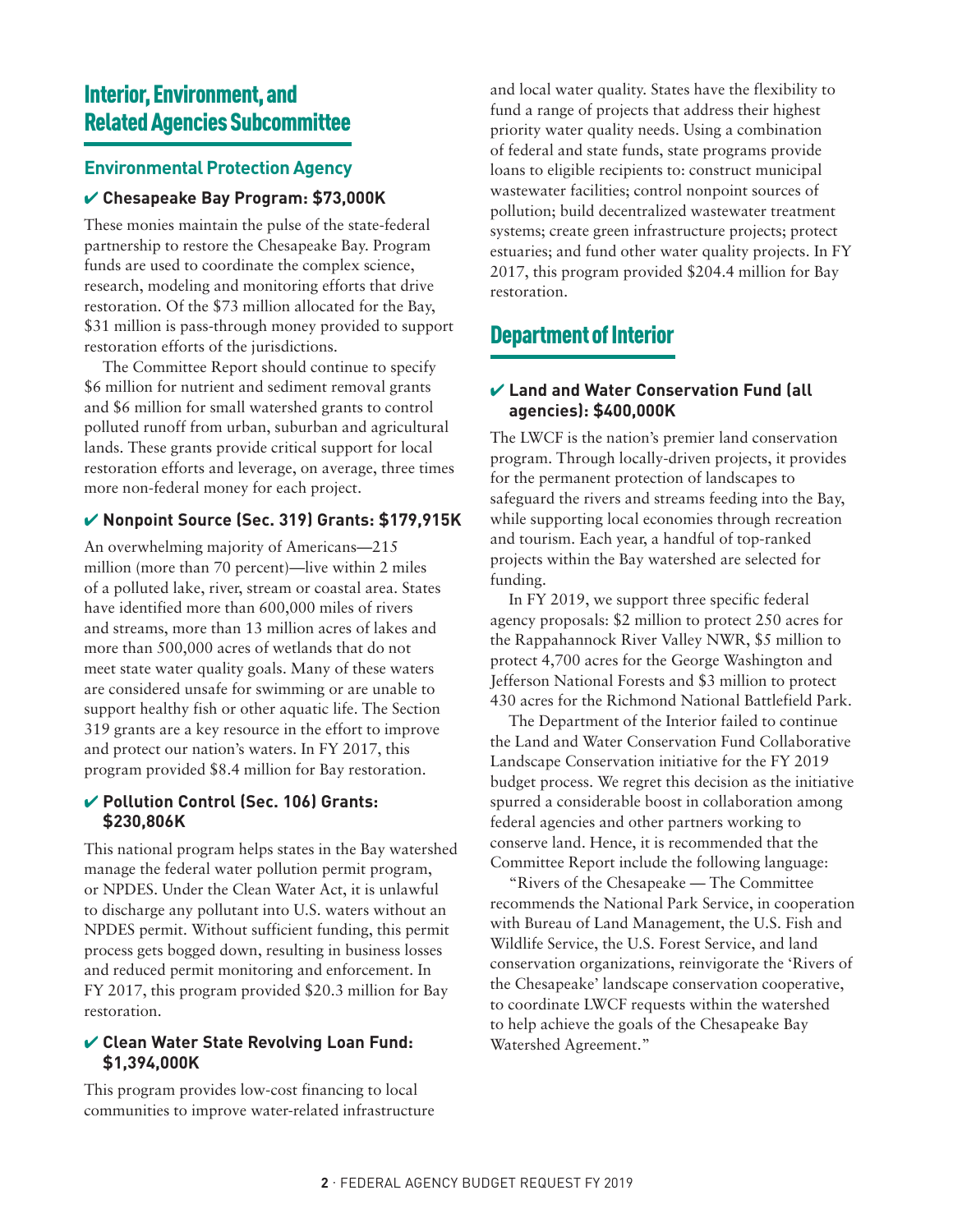## Interior, Environment, and Related Agencies Subcommittee

### Environmental Protection Agency

#### ✔ Chesapeake Bay Program: $73,000K

These monies maintain the pulse of the state-federal partnership to restore the Chesapeake Bay. Program funds are used to coordinate the complex science, research, modeling and monitoring efforts that drive restoration. Of the $73 million allocated for the Bay, $31 million is pass-through money provided to support restoration efforts of the jurisdictions.

The Committee Report should continue to specify $6 million for nutrient and sediment removal grants and $6 million for small watershed grants to control polluted runoff from urban, suburban and agricultural lands. These grants provide critical support for local restoration efforts and leverage, on average, three times more non-federal money for each project.

#### ✔ Nonpoint Source (Sec. 319) Grants: $179,915K

An overwhelming majority of Americans—215 million (more than 70 percent)—live within 2 miles of a polluted lake, river, stream or coastal area. States have identified more than 600,000 miles of rivers and streams, more than 13 million acres of lakes and more than 500,000 acres of wetlands that do not meet state water quality goals. Many of these waters are considered unsafe for swimming or are unable to support healthy fish or other aquatic life. The Section 319 grants are a key resource in the effort to improve and protect our nation's waters. In FY 2017, this program provided $8.4 million for Bay restoration.

#### ✔ Pollution Control (Sec. 106) Grants: $230,806K

This national program helps states in the Bay watershed manage the federal water pollution permit program, or NPDES. Under the Clean Water Act, it is unlawful to discharge any pollutant into U.S. waters without an NPDES permit. Without sufficient funding, this permit process gets bogged down, resulting in business losses and reduced permit monitoring and enforcement. In FY 2017, this program provided $20.3 million for Bay restoration.

#### ✔ Clean Water State Revolving Loan Fund: $1,394,000K

This program provides low-cost financing to local communities to improve water-related infrastructure and local water quality. States have the flexibility to fund a range of projects that address their highest priority water quality needs. Using a combination of federal and state funds, state programs provide loans to eligible recipients to: construct municipal wastewater facilities; control nonpoint sources of pollution; build decentralized wastewater treatment systems; create green infrastructure projects; protect estuaries; and fund other water quality projects. In FY 2017, this program provided $204.4 million for Bay restoration.

## Department of Interior

#### ✔ Land and Water Conservation Fund (all agencies): $400,000K

The LWCF is the nation's premier land conservation program. Through locally-driven projects, it provides for the permanent protection of landscapes to safeguard the rivers and streams feeding into the Bay, while supporting local economies through recreation and tourism. Each year, a handful of top-ranked projects within the Bay watershed are selected for funding.

In FY 2019, we support three specific federal agency proposals: $2 million to protect 250 acres for the Rappahannock River Valley NWR, $5 million to protect 4,700 acres for the George Washington and Jefferson National Forests and $3 million to protect 430 acres for the Richmond National Battlefield Park.

The Department of the Interior failed to continue the Land and Water Conservation Fund Collaborative Landscape Conservation initiative for the FY 2019 budget process. We regret this decision as the initiative spurred a considerable boost in collaboration among federal agencies and other partners working to conserve land. Hence, it is recommended that the Committee Report include the following language:

"Rivers of the Chesapeake — The Committee recommends the National Park Service, in cooperation with Bureau of Land Management, the U.S. Fish and Wildlife Service, the U.S. Forest Service, and land conservation organizations, reinvigorate the 'Rivers of the Chesapeake' landscape conservation cooperative, to coordinate LWCF requests within the watershed to help achieve the goals of the Chesapeake Bay Watershed Agreement."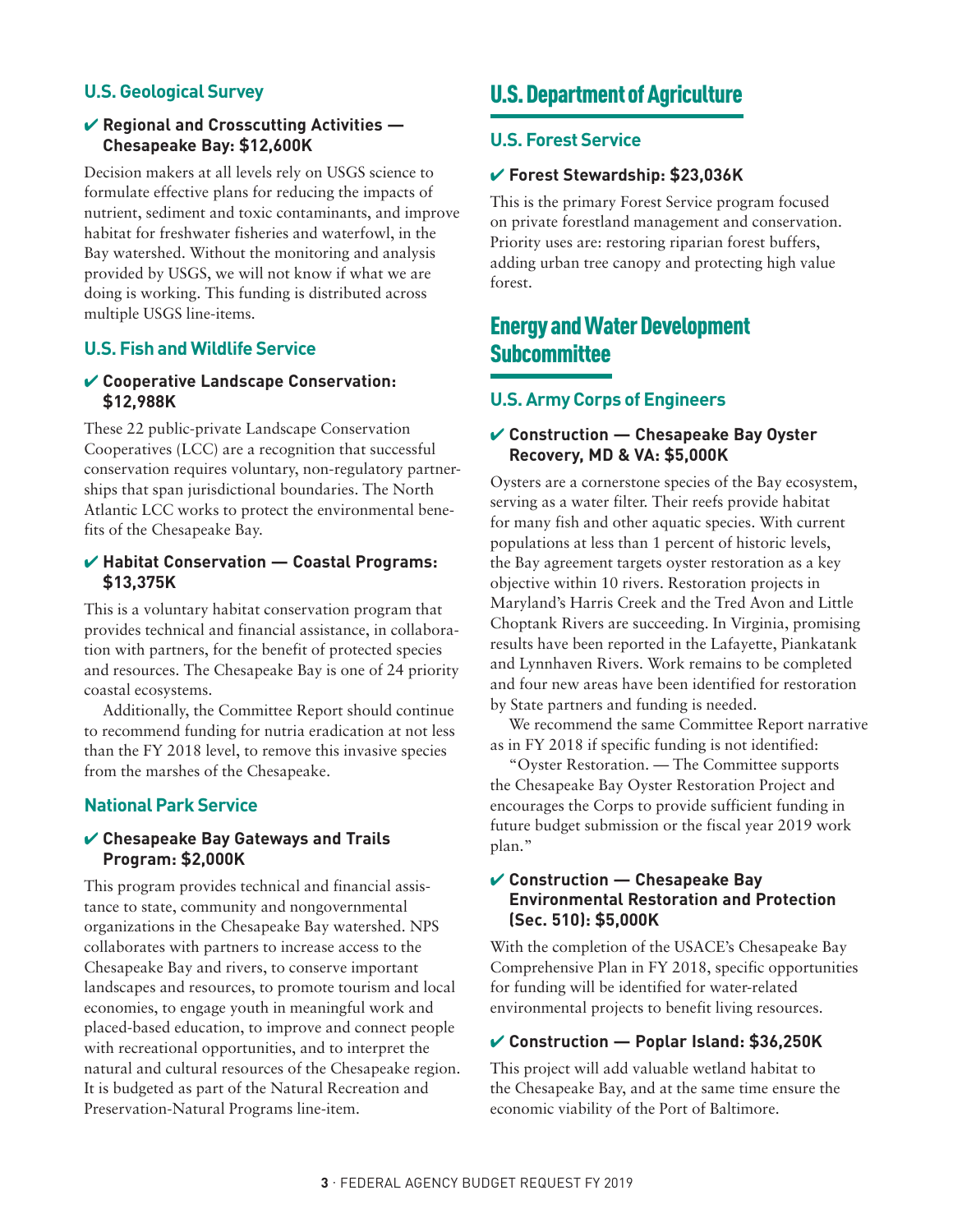### U.S. Geological Survey

#### ✔ Regional and Crosscutting Activities — Chesapeake Bay: $12,600K

Decision makers at all levels rely on USGS science to formulate effective plans for reducing the impacts of nutrient, sediment and toxic contaminants, and improve habitat for freshwater fisheries and waterfowl, in the Bay watershed. Without the monitoring and analysis provided by USGS, we will not know if what we are doing is working. This funding is distributed across multiple USGS line-items.

### U.S. Fish and Wildlife Service

#### ✔ Cooperative Landscape Conservation: $12,988K

These 22 public-private Landscape Conservation Cooperatives (LCC) are a recognition that successful conservation requires voluntary, non-regulatory partnerships that span jurisdictional boundaries. The North Atlantic LCC works to protect the environmental benefits of the Chesapeake Bay.

#### ✔ Habitat Conservation — Coastal Programs: $13,375K

This is a voluntary habitat conservation program that provides technical and financial assistance, in collaboration with partners, for the benefit of protected species and resources. The Chesapeake Bay is one of 24 priority coastal ecosystems.

Additionally, the Committee Report should continue to recommend funding for nutria eradication at not less than the FY 2018 level, to remove this invasive species from the marshes of the Chesapeake.

### National Park Service

#### ✔ Chesapeake Bay Gateways and Trails Program: $2,000K

This program provides technical and financial assistance to state, community and nongovernmental organizations in the Chesapeake Bay watershed. NPS collaborates with partners to increase access to the Chesapeake Bay and rivers, to conserve important landscapes and resources, to promote tourism and local economies, to engage youth in meaningful work and placed-based education, to improve and connect people with recreational opportunities, and to interpret the natural and cultural resources of the Chesapeake region. It is budgeted as part of the Natural Recreation and Preservation-Natural Programs line-item.

## U.S. Department of Agriculture

### U.S. Forest Service

#### ✔ Forest Stewardship: $23,036K

This is the primary Forest Service program focused on private forestland management and conservation. Priority uses are: restoring riparian forest buffers, adding urban tree canopy and protecting high value forest.

## Energy and Water Development Subcommittee

### U.S. Army Corps of Engineers

#### ✔ Construction — Chesapeake Bay Oyster Recovery, MD & VA: $5,000K

Oysters are a cornerstone species of the Bay ecosystem, serving as a water filter. Their reefs provide habitat for many fish and other aquatic species. With current populations at less than 1 percent of historic levels, the Bay agreement targets oyster restoration as a key objective within 10 rivers. Restoration projects in Maryland's Harris Creek and the Tred Avon and Little Choptank Rivers are succeeding. In Virginia, promising results have been reported in the Lafayette, Piankatank and Lynnhaven Rivers. Work remains to be completed and four new areas have been identified for restoration by State partners and funding is needed.

We recommend the same Committee Report narrative as in FY 2018 if specific funding is not identified:

"Oyster Restoration. — The Committee supports the Chesapeake Bay Oyster Restoration Project and encourages the Corps to provide sufficient funding in future budget submission or the fiscal year 2019 work plan."

#### ✔ Construction — Chesapeake Bay Environmental Restoration and Protection (Sec. 510): $5,000K

With the completion of the USACE's Chesapeake Bay Comprehensive Plan in FY 2018, specific opportunities for funding will be identified for water-related environmental projects to benefit living resources.

#### ✔ Construction — Poplar Island: $36,250K

This project will add valuable wetland habitat to the Chesapeake Bay, and at the same time ensure the economic viability of the Port of Baltimore.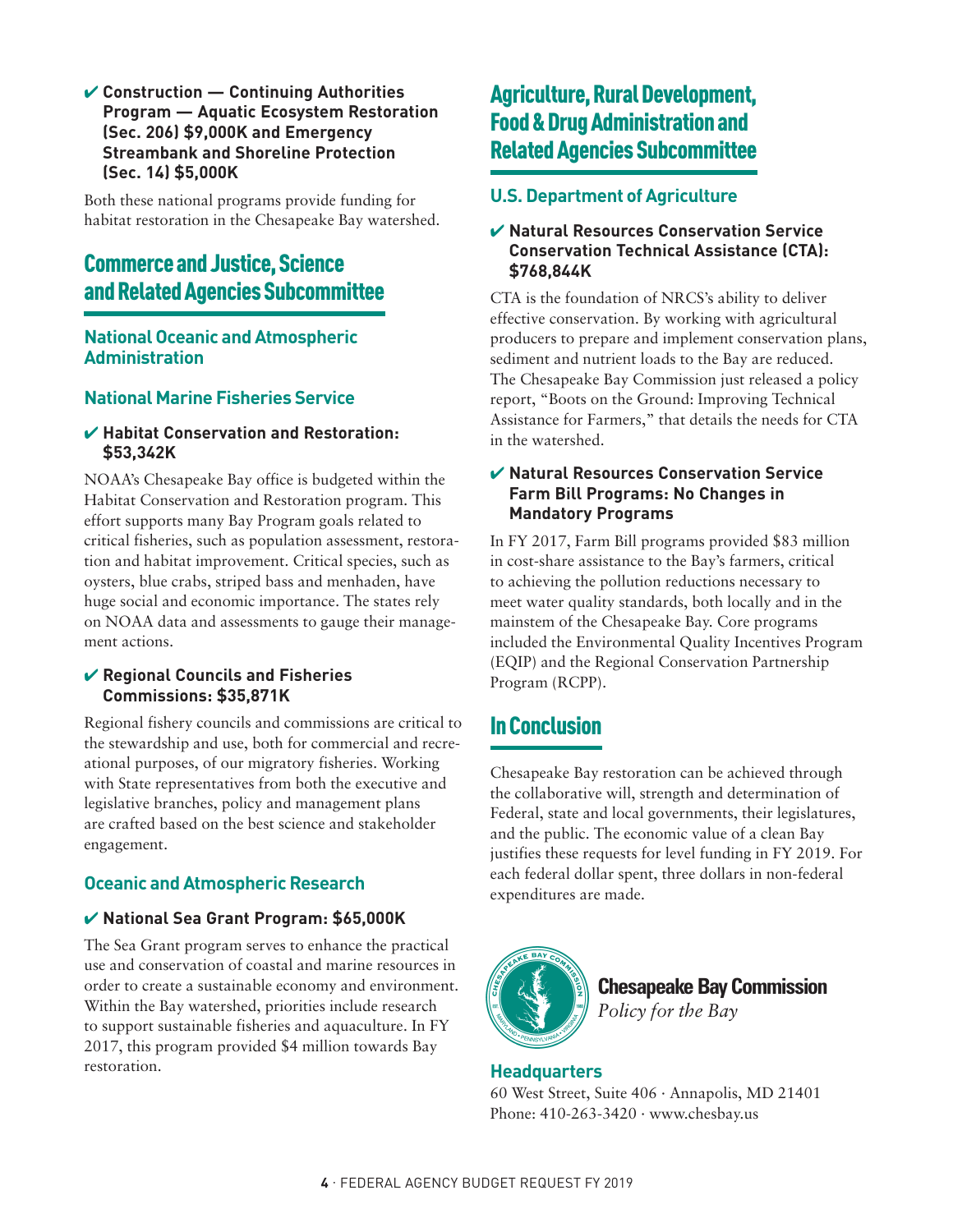✔ **Construction — Continuing Authorities Program — Aquatic Ecosystem Restoration (Sec. 206) $9,000K and Emergency Streambank and Shoreline Protection (Sec. 14) $5,000K**

Both these national programs provide funding for habitat restoration in the Chesapeake Bay watershed.

## Commerce and Justice, Science and Related Agencies Subcommittee

### National Oceanic and Atmospheric Administration

### National Marine Fisheries Service

✔ **Habitat Conservation and Restoration: $53,342K**

NOAA's Chesapeake Bay office is budgeted within the Habitat Conservation and Restoration program. This effort supports many Bay Program goals related to critical fisheries, such as population assessment, restoration and habitat improvement. Critical species, such as oysters, blue crabs, striped bass and menhaden, have huge social and economic importance. The states rely on NOAA data and assessments to gauge their management actions.

✔ **Regional Councils and Fisheries Commissions: $35,871K**

Regional fishery councils and commissions are critical to the stewardship and use, both for commercial and recreational purposes, of our migratory fisheries. Working with State representatives from both the executive and legislative branches, policy and management plans are crafted based on the best science and stakeholder engagement.

### Oceanic and Atmospheric Research

✔ **National Sea Grant Program: $65,000K**

The Sea Grant program serves to enhance the practical use and conservation of coastal and marine resources in order to create a sustainable economy and environment. Within the Bay watershed, priorities include research to support sustainable fisheries and aquaculture. In FY 2017, this program provided $4 million towards Bay restoration.

## Agriculture, Rural Development, Food & Drug Administration and Related Agencies Subcommittee

### U.S. Department of Agriculture

✔ **Natural Resources Conservation Service Conservation Technical Assistance (CTA): $768,844K**

CTA is the foundation of NRCS's ability to deliver effective conservation. By working with agricultural producers to prepare and implement conservation plans, sediment and nutrient loads to the Bay are reduced. The Chesapeake Bay Commission just released a policy report, "Boots on the Ground: Improving Technical Assistance for Farmers," that details the needs for CTA in the watershed.

✔ **Natural Resources Conservation Service Farm Bill Programs: No Changes in Mandatory Programs**

In FY 2017, Farm Bill programs provided $83 million in cost-share assistance to the Bay's farmers, critical to achieving the pollution reductions necessary to meet water quality standards, both locally and in the mainstem of the Chesapeake Bay. Core programs included the Environmental Quality Incentives Program (EQIP) and the Regional Conservation Partnership Program (RCPP).

## In Conclusion

Chesapeake Bay restoration can be achieved through the collaborative will, strength and determination of Federal, state and local governments, their legislatures, and the public. The economic value of a clean Bay justifies these requests for level funding in FY 2019. For each federal dollar spent, three dollars in non-federal expenditures are made.

**Chesapeake Bay Commission**
*Policy for the Bay*

### Headquarters

60 West Street, Suite 406 · Annapolis, MD 21401
Phone: 410-263-3420 · www.chesbay.us